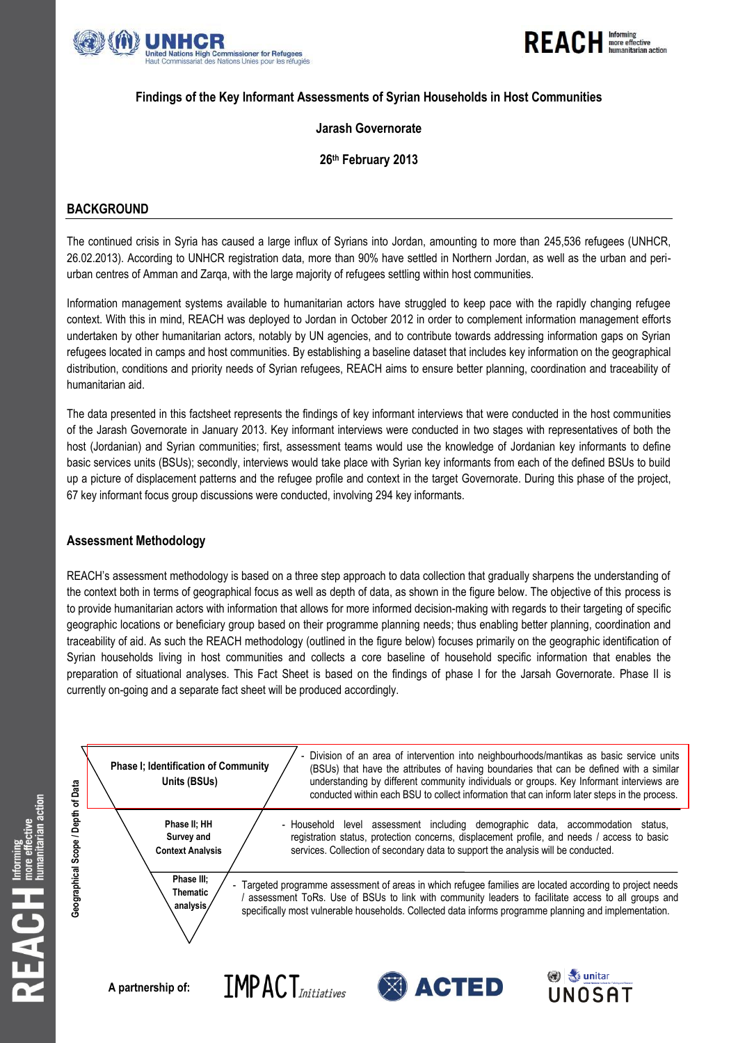**Findings of the Key Informant Assessments of Syrian Households in Host Communities**

**Jarash Governorate**

**26th February 2013**

## BACKGROUND

The continued crisis in Syria has caused a large influx of Syrians into Jordan, amounting to more than 245,536 refugees (UNHCR, 26.02.2013). According to UNHCR registration data, more than 90% have settled in Northern Jordan, as well as the urban and peri-urban centres of Amman and Zarqa, with the large majority of refugees settling within host communities.

Information management systems available to humanitarian actors have struggled to keep pace with the rapidly changing refugee context. With this in mind, REACH was deployed to Jordan in October 2012 in order to complement information management efforts undertaken by other humanitarian actors, notably by UN agencies, and to contribute towards addressing information gaps on Syrian refugees located in camps and host communities. By establishing a baseline dataset that includes key information on the geographical distribution, conditions and priority needs of Syrian refugees, REACH aims to ensure better planning, coordination and traceability of humanitarian aid.

The data presented in this factsheet represents the findings of key informant interviews that were conducted in the host communities of the Jarash Governorate in January 2013. Key informant interviews were conducted in two stages with representatives of both the host (Jordanian) and Syrian communities; first, assessment teams would use the knowledge of Jordanian key informants to define basic services units (BSUs); secondly, interviews would take place with Syrian key informants from each of the defined BSUs to build up a picture of displacement patterns and the refugee profile and context in the target Governorate. During this phase of the project, 67 key informant focus group discussions were conducted, involving 294 key informants.

### Assessment Methodology

REACH's assessment methodology is based on a three step approach to data collection that gradually sharpens the understanding of the context both in terms of geographical focus as well as depth of data, as shown in the figure below. The objective of this process is to provide humanitarian actors with information that allows for more informed decision-making with regards to their targeting of specific geographic locations or beneficiary group based on their programme planning needs; thus enabling better planning, coordination and traceability of aid. As such the REACH methodology (outlined in the figure below) focuses primarily on the geographic identification of Syrian households living in host communities and collects a core baseline of household specific information that enables the preparation of situational analyses. This Fact Sheet is based on the findings of phase I for the Jarsah Governorate. Phase II is currently on-going and a separate fact sheet will be produced accordingly.

*Geographical Scope / Depth of Data*

| Phase | Description |
|---|---|
| **Phase I; Identification of Community Units (BSUs)** | Division of an area of intervention into neighbourhoods/mantikas as basic service units (BSUs) that have the attributes of having boundaries that can be defined with a similar understanding by different community individuals or groups. Key Informant interviews are conducted within each BSU to collect information that can inform later steps in the process. |
| **Phase II; HH Survey and Context Analysis** | Household level assessment including demographic data, accommodation status, registration status, protection concerns, displacement profile, and needs / access to basic services. Collection of secondary data to support the analysis will be conducted. |
| **Phase III; Thematic analysis** | Targeted programme assessment of areas in which refugee families are located according to project needs / assessment ToRs. Use of BSUs to link with community leaders to facilitate access to all groups and specifically most vulnerable households. Collected data informs programme planning and implementation. |

A partnership of: IMPACT Initiatives, ACTED, UNITAR UNOSAT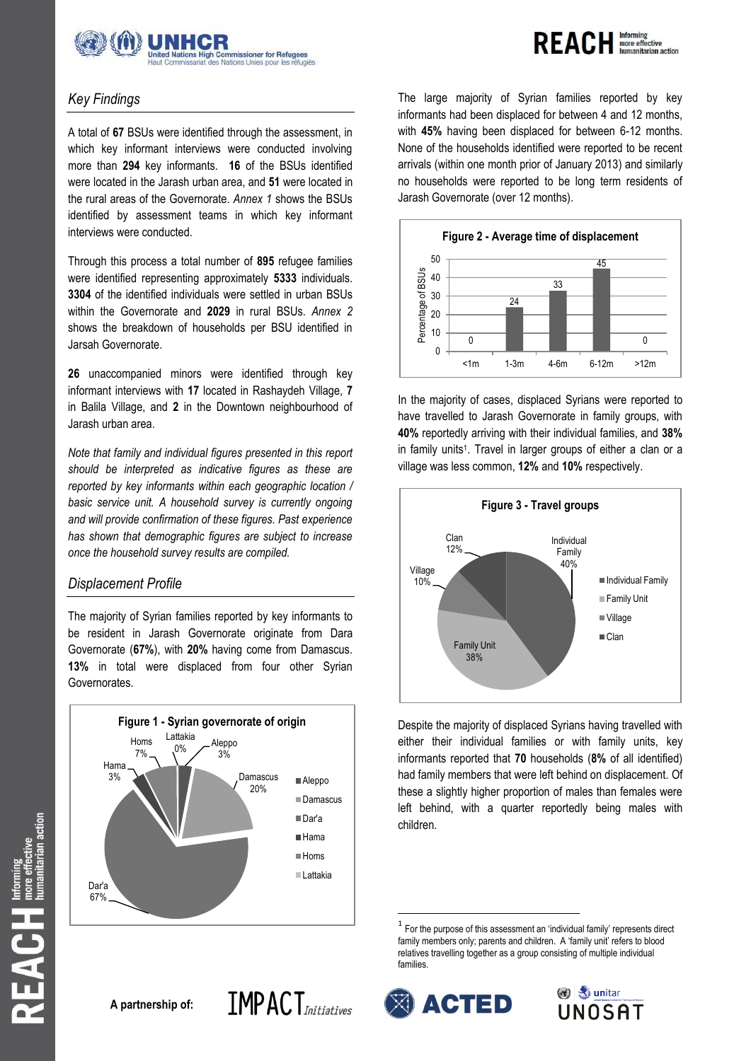## *Key Findings*

A total of **67** BSUs were identified through the assessment, in which key informant interviews were conducted involving more than **294** key informants. **16** of the BSUs identified were located in the Jarash urban area, and **51** were located in the rural areas of the Governorate. *Annex 1* shows the BSUs identified by assessment teams in which key informant interviews were conducted.

Through this process a total number of **895** refugee families were identified representing approximately **5333** individuals. **3304** of the identified individuals were settled in urban BSUs within the Governorate and **2029** in rural BSUs. *Annex 2* shows the breakdown of households per BSU identified in Jarsah Governorate.

**26** unaccompanied minors were identified through key informant interviews with **17** located in Rashaydeh Village, **7** in Balila Village, and **2** in the Downtown neighbourhood of Jarash urban area.

*Note that family and individual figures presented in this report should be interpreted as indicative figures as these are reported by key informants within each geographic location / basic service unit. A household survey is currently ongoing and will provide confirmation of these figures. Past experience has shown that demographic figures are subject to increase once the household survey results are compiled.*

## *Displacement Profile*

The majority of Syrian families reported by key informants to be resident in Jarash Governorate originate from Dara Governorate (**67%**), with **20%** having come from Damascus. **13%** in total were displaced from four other Syrian Governorates.

**Figure 1 - Syrian governorate of origin**

| Governorate | % |
|---|---|
| Aleppo | 3% |
| Damascus | 20% |
| Dar'a | 67% |
| Hama | 3% |
| Homs | 7% |
| Lattakia | 0% |

The large majority of Syrian families reported by key informants had been displaced for between 4 and 12 months, with **45%** having been displaced for between 6-12 months. None of the households identified were reported to be recent arrivals (within one month prior of January 2013) and similarly no households were reported to be long term residents of Jarash Governorate (over 12 months).

**Figure 2 - Average time of displacement**

| Time of displacement | Percentage of BSUs |
|---|---|
| <1m | 0 |
| 1-3m | 24 |
| 4-6m | 33 |
| 6-12m | 45 |
| >12m | 0 |

In the majority of cases, displaced Syrians were reported to have travelled to Jarash Governorate in family groups, with **40%** reportedly arriving with their individual families, and **38%** in family units[1]. Travel in larger groups of either a clan or a village was less common, **12%** and **10%** respectively.

**Figure 3 - Travel groups**

| Travel group | % |
|---|---|
| Individual Family | 40% |
| Family Unit | 38% |
| Village | 10% |
| Clan | 12% |

Despite the majority of displaced Syrians having travelled with either their individual families or with family units, key informants reported that **70** households (**8%** of all identified) had family members that were left behind on displacement. Of these a slightly higher proportion of males than females were left behind, with a quarter reportedly being males with children.

[1] For the purpose of this assessment an 'individual family' represents direct family members only; parents and children. A 'family unit' refers to blood relatives travelling together as a group consisting of multiple individual families.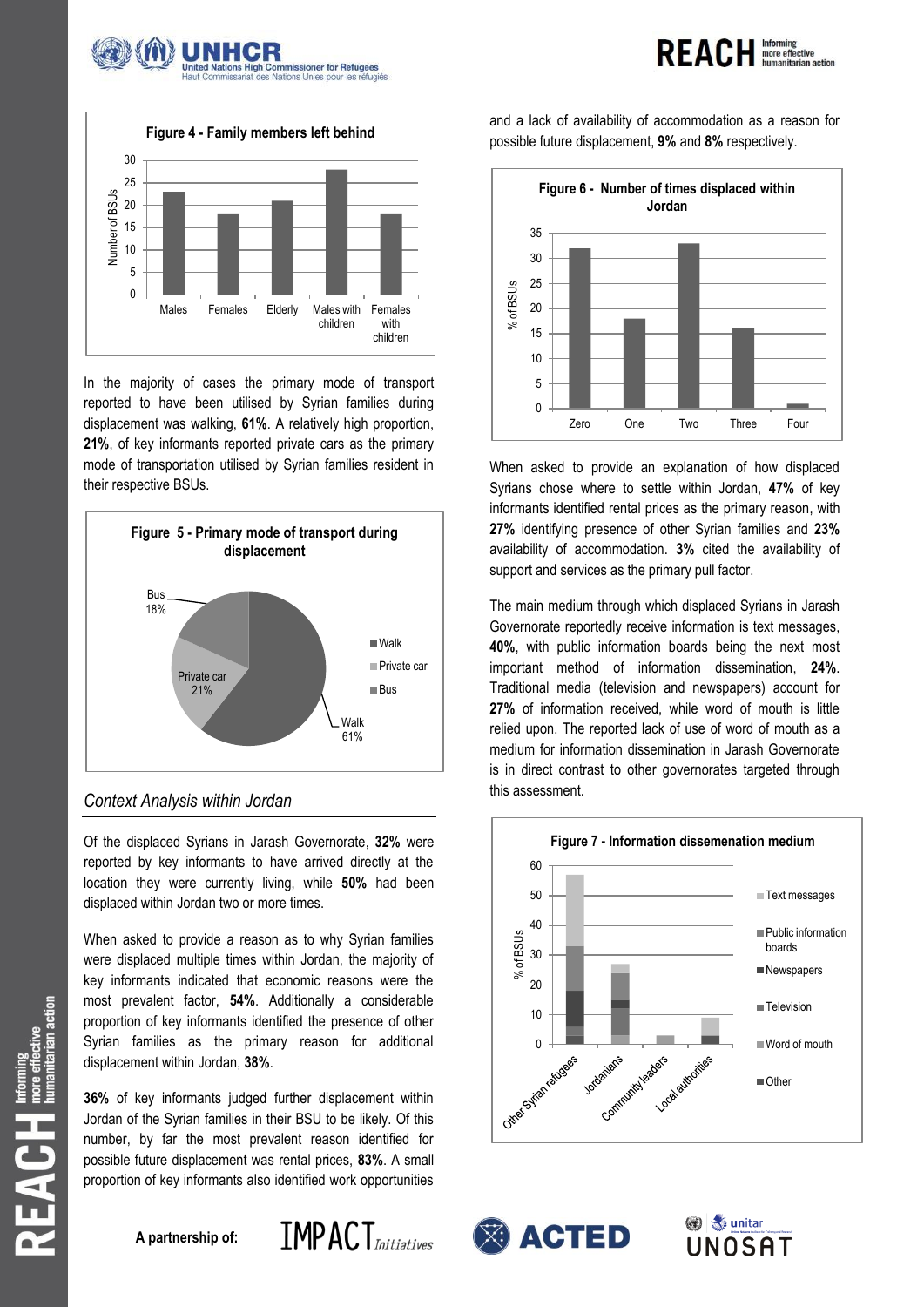**Figure 4 - Family members left behind**

In the majority of cases the primary mode of transport reported to have been utilised by Syrian families during displacement was walking, **61%**. A relatively high proportion, **21%**, of key informants reported private cars as the primary mode of transportation utilised by Syrian families resident in their respective BSUs.

**Figure 5 - Primary mode of transport during displacement**

## *Context Analysis within Jordan*

Of the displaced Syrians in Jarash Governorate, **32%** were reported by key informants to have arrived directly at the location they were currently living, while **50%** had been displaced within Jordan two or more times.

When asked to provide a reason as to why Syrian families were displaced multiple times within Jordan, the majority of key informants indicated that economic reasons were the most prevalent factor, **54%**. Additionally a considerable proportion of key informants identified the presence of other Syrian families as the primary reason for additional displacement within Jordan, **38%**.

**36%** of key informants judged further displacement within Jordan of the Syrian families in their BSU to be likely. Of this number, by far the most prevalent reason identified for possible future displacement was rental prices, **83%**. A small proportion of key informants also identified work opportunities and a lack of availability of accommodation as a reason for possible future displacement, **9%** and **8%** respectively.

**Figure 6 - Number of times displaced within Jordan**

When asked to provide an explanation of how displaced Syrians chose where to settle within Jordan, **47%** of key informants identified rental prices as the primary reason, with **27%** identifying presence of other Syrian families and **23%** availability of accommodation. **3%** cited the availability of support and services as the primary pull factor.

The main medium through which displaced Syrians in Jarash Governorate reportedly receive information is text messages, **40%**, with public information boards being the next most important method of information dissemination, **24%**. Traditional media (television and newspapers) account for **27%** of information received, while word of mouth is little relied upon. The reported lack of use of word of mouth as a medium for information dissemination in Jarash Governorate is in direct contrast to other governorates targeted through this assessment.

**Figure 7 - Information dissemenation medium**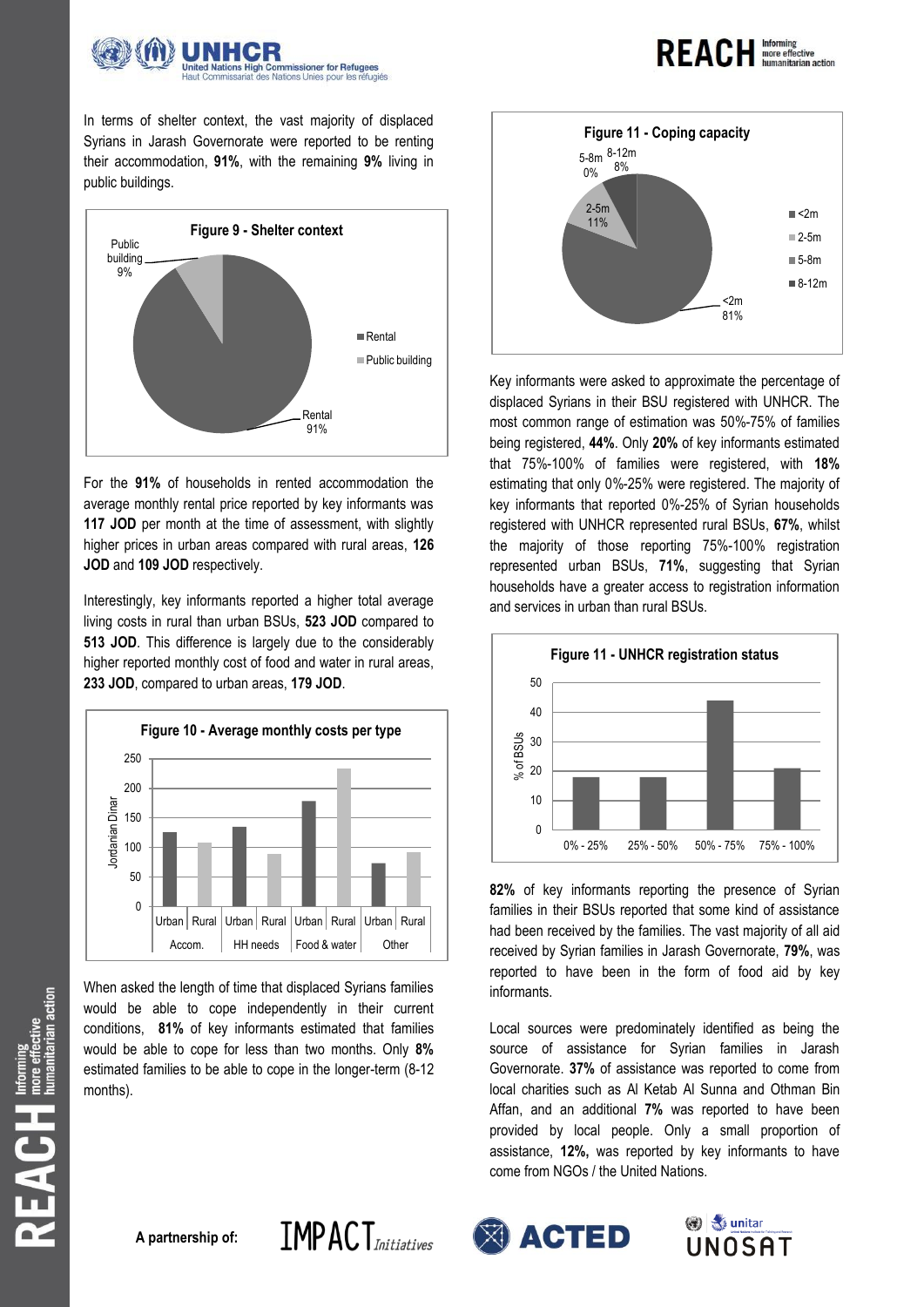In terms of shelter context, the vast majority of displaced Syrians in Jarash Governorate were reported to be renting their accommodation, **91%**, with the remaining **9%** living in public buildings.

**Figure 9 - Shelter context**

For the **91%** of households in rented accommodation the average monthly rental price reported by key informants was **117 JOD** per month at the time of assessment, with slightly higher prices in urban areas compared with rural areas, **126 JOD** and **109 JOD** respectively.

Interestingly, key informants reported a higher total average living costs in rural than urban BSUs, **523 JOD** compared to **513 JOD**. This difference is largely due to the considerably higher reported monthly cost of food and water in rural areas, **233 JOD**, compared to urban areas, **179 JOD**.

**Figure 10 - Average monthly costs per type**

When asked the length of time that displaced Syrians families would be able to cope independently in their current conditions, **81%** of key informants estimated that families would be able to cope for less than two months. Only **8%** estimated families to be able to cope in the longer-term (8-12 months).

**Figure 11 - Coping capacity**

Key informants were asked to approximate the percentage of displaced Syrians in their BSU registered with UNHCR. The most common range of estimation was 50%-75% of families being registered, **44%**. Only **20%** of key informants estimated that 75%-100% of families were registered, with **18%** estimating that only 0%-25% were registered. The majority of key informants that reported 0%-25% of Syrian households registered with UNHCR represented rural BSUs, **67%**, whilst the majority of those reporting 75%-100% registration represented urban BSUs, **71%**, suggesting that Syrian households have a greater access to registration information and services in urban than rural BSUs.

**Figure 11 - UNHCR registration status**

**82%** of key informants reporting the presence of Syrian families in their BSUs reported that some kind of assistance had been received by the families. The vast majority of all aid received by Syrian families in Jarash Governorate, **79%**, was reported to have been in the form of food aid by key informants.

Local sources were predominately identified as being the source of assistance for Syrian families in Jarash Governorate. **37%** of assistance was reported to come from local charities such as Al Ketab Al Sunna and Othman Bin Affan, and an additional **7%** was reported to have been provided by local people. Only a small proportion of assistance, **12%,** was reported by key informants to have come from NGOs / the United Nations.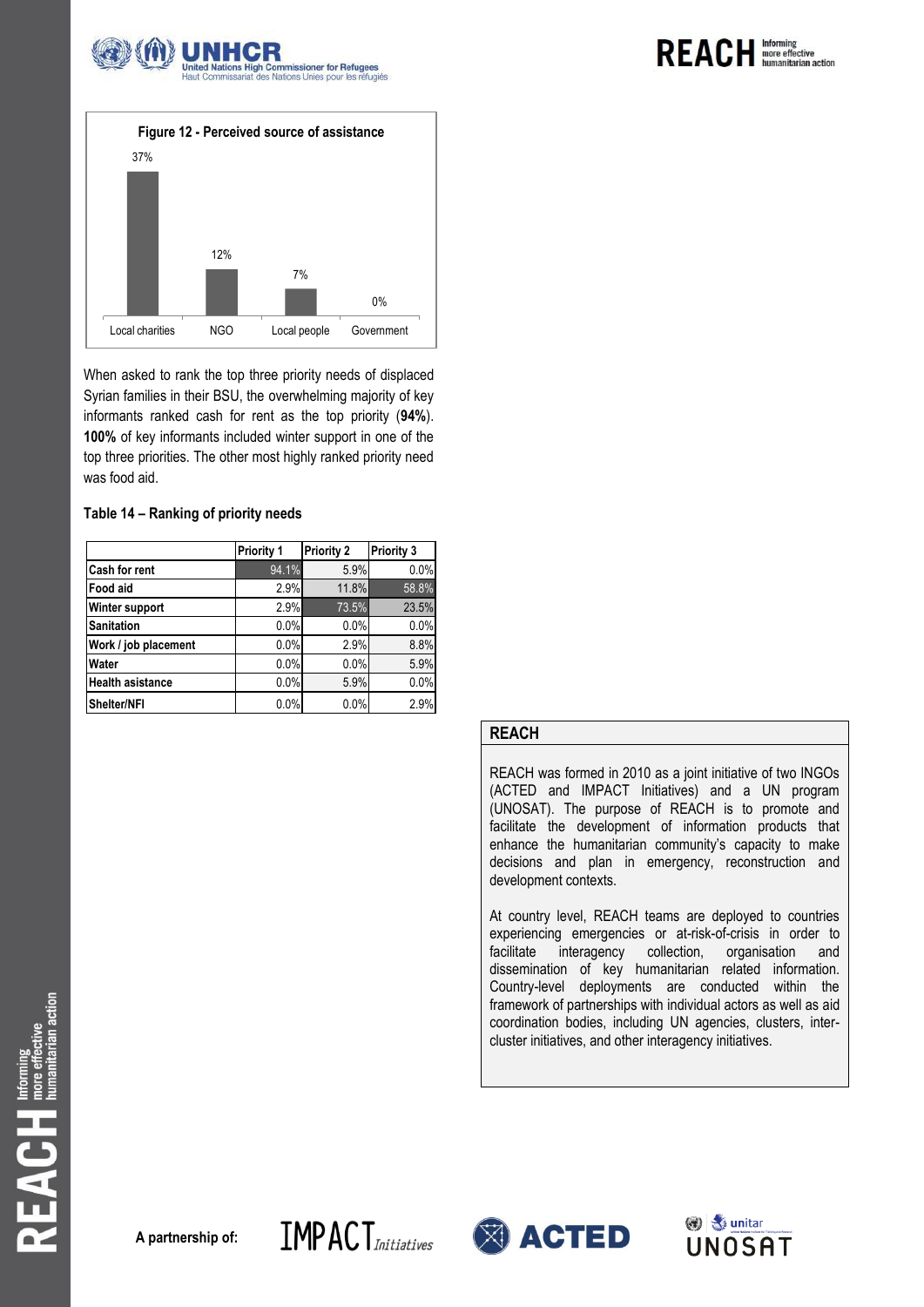**Figure 12 - Perceived source of assistance**

37%
12%
7%
0%
Local charities
NGO
Local people
Government

When asked to rank the top three priority needs of displaced Syrian families in their BSU, the overwhelming majority of key informants ranked cash for rent as the top priority (**94%**). **100%** of key informants included winter support in one of the top three priorities. The other most highly ranked priority need was food aid.

**Table 14 – Ranking of priority needs**

| | Priority 1 | Priority 2 | Priority 3 |
|---|---|---|---|
| **Cash for rent** | 94.1% | 5.9% | 0.0% |
| **Food aid** | 2.9% | 11.8% | 58.8% |
| **Winter support** | 2.9% | 73.5% | 23.5% |
| **Sanitation** | 0.0% | 0.0% | 0.0% |
| **Work / job placement** | 0.0% | 2.9% | 8.8% |
| **Water** | 0.0% | 0.0% | 5.9% |
| **Health asistance** | 0.0% | 5.9% | 0.0% |
| **Shelter/NFI** | 0.0% | 0.0% | 2.9% |

## REACH

REACH was formed in 2010 as a joint initiative of two INGOs (ACTED and IMPACT Initiatives) and a UN program (UNOSAT). The purpose of REACH is to promote and facilitate the development of information products that enhance the humanitarian community's capacity to make decisions and plan in emergency, reconstruction and development contexts.

At country level, REACH teams are deployed to countries experiencing emergencies or at-risk-of-crisis in order to facilitate interagency collection, organisation and dissemination of key humanitarian related information. Country-level deployments are conducted within the framework of partnerships with individual actors as well as aid coordination bodies, including UN agencies, clusters, inter-cluster initiatives, and other interagency initiatives.

A partnership of: IMPACT Initiatives, ACTED, unitar UNOSAT